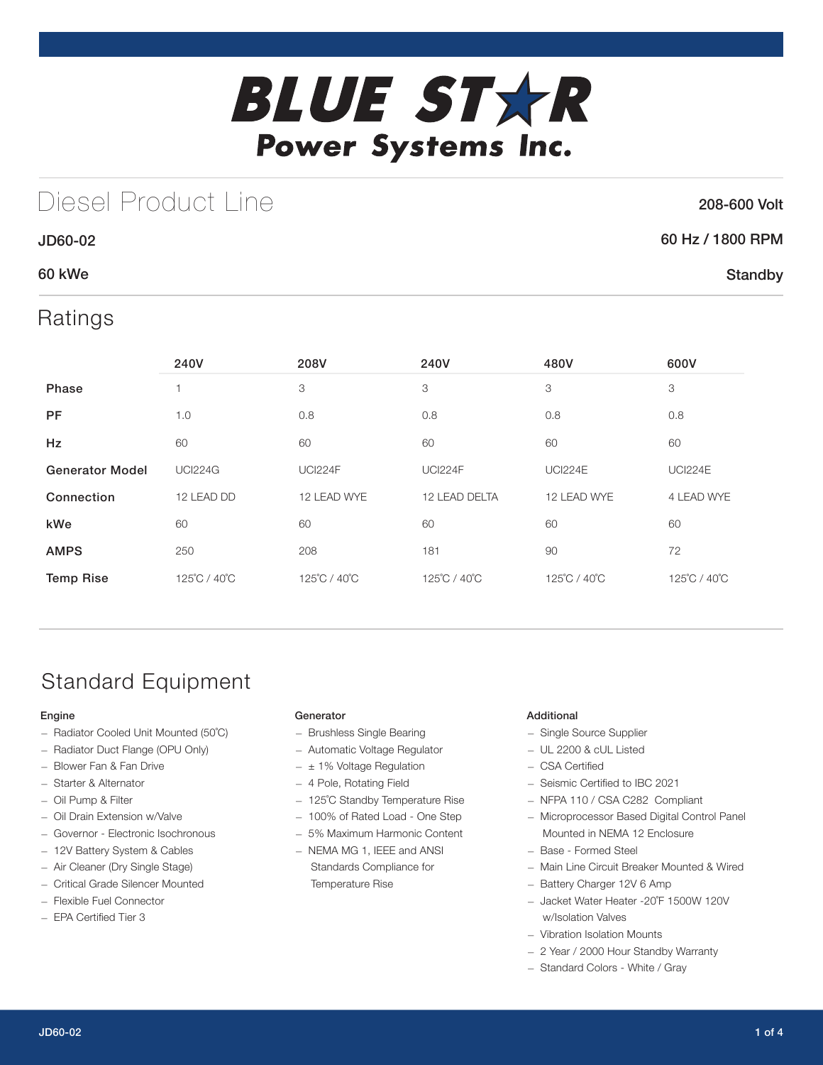# BLUE STAR Power Systems Inc.

## Diesel Product Line

208-600 Volt

**JD60-02**

60 Hz / 1800 RPM

**60 kWe**

Standby

## Ratings

| | 240V | 208V | 240V | 480V | 600V |
|---|---|---|---|---|---|
| **Phase** | 1 | 3 | 3 | 3 | 3 |
| **PF** | 1.0 | 0.8 | 0.8 | 0.8 | 0.8 |
| **Hz** | 60 | 60 | 60 | 60 | 60 |
| **Generator Model** | UCI224G | UCI224F | UCI224F | UCI224E | UCI224E |
| **Connection** | 12 LEAD DD | 12 LEAD WYE | 12 LEAD DELTA | 12 LEAD WYE | 4 LEAD WYE |
| **kWe** | 60 | 60 | 60 | 60 | 60 |
| **AMPS** | 250 | 208 | 181 | 90 | 72 |
| **Temp Rise** | 125˚C / 40˚C | 125˚C / 40˚C | 125˚C / 40˚C | 125˚C / 40˚C | 125˚C / 40˚C |

## Standard Equipment

### Engine

- Radiator Cooled Unit Mounted (50˚C)
- Radiator Duct Flange (OPU Only)
- Blower Fan & Fan Drive
- Starter & Alternator
- Oil Pump & Filter
- Oil Drain Extension w/Valve
- Governor - Electronic Isochronous
- 12V Battery System & Cables
- Air Cleaner (Dry Single Stage)
- Critical Grade Silencer Mounted
- Flexible Fuel Connector
- EPA Certified Tier 3

### Generator

- Brushless Single Bearing
- Automatic Voltage Regulator
- ± 1% Voltage Regulation
- 4 Pole, Rotating Field
- 125˚C Standby Temperature Rise
- 100% of Rated Load - One Step
- 5% Maximum Harmonic Content
- NEMA MG 1, IEEE and ANSI Standards Compliance for Temperature Rise

### Additional

- Single Source Supplier
- UL 2200 & cUL Listed
- CSA Certified
- Seismic Certified to IBC 2021
- NFPA 110 / CSA C282 Compliant
- Microprocessor Based Digital Control Panel Mounted in NEMA 12 Enclosure
- Base - Formed Steel
- Main Line Circuit Breaker Mounted & Wired
- Battery Charger 12V 6 Amp
- Jacket Water Heater -20˚F 1500W 120V w/Isolation Valves
- Vibration Isolation Mounts
- 2 Year / 2000 Hour Standby Warranty
- Standard Colors - White / Gray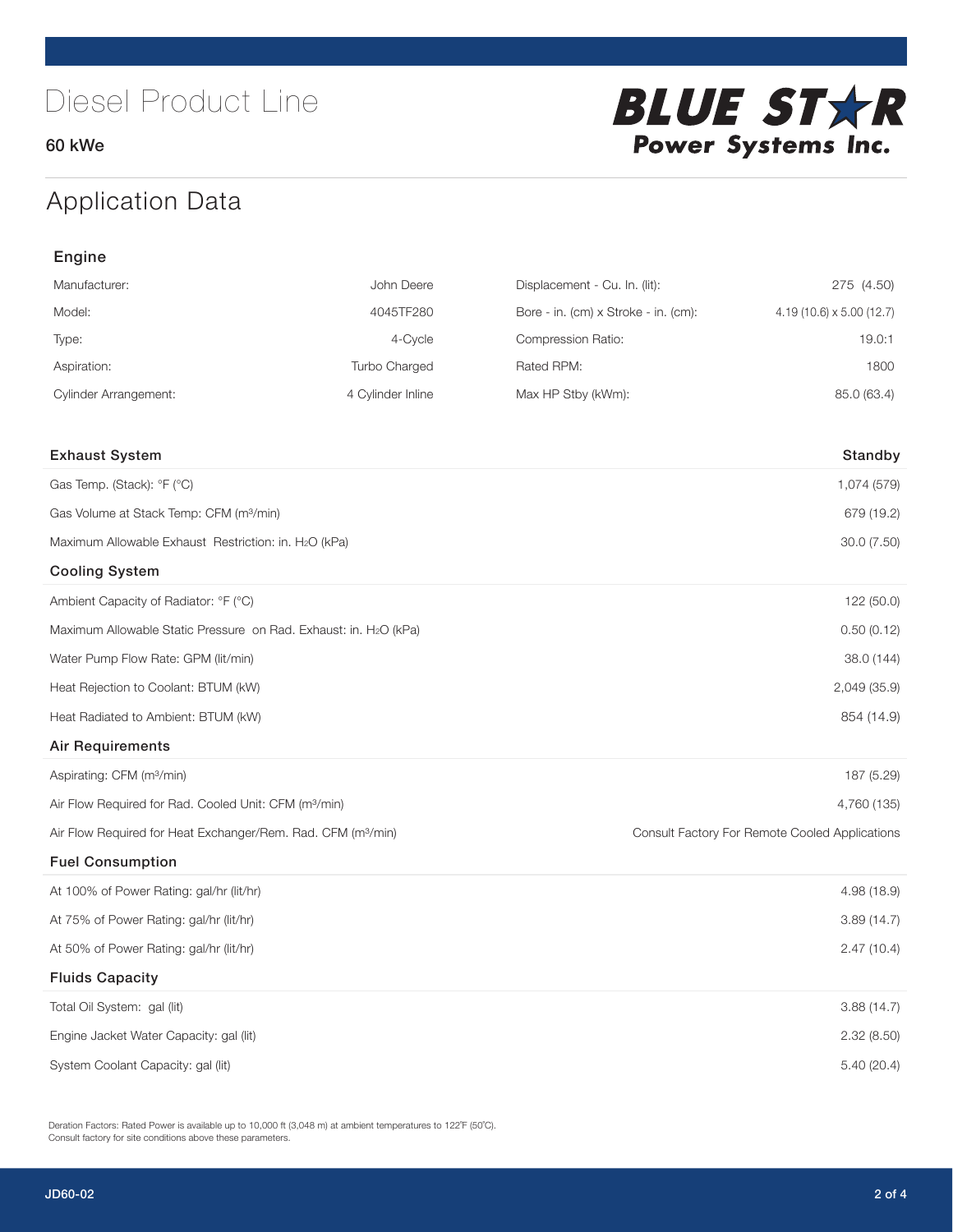# Diesel Product Line

60 kWe

**BLUE STAR Power Systems Inc.**

## Application Data

### Engine

| | | | |
|---|---|---|---|
| Manufacturer: | John Deere | Displacement - Cu. In. (lit): | 275 (4.50) |
| Model: | 4045TF280 | Bore - in. (cm) x Stroke - in. (cm): | 4.19 (10.6) x 5.00 (12.7) |
| Type: | 4-Cycle | Compression Ratio: | 19.0:1 |
| Aspiration: | Turbo Charged | Rated RPM: | 1800 |
| Cylinder Arrangement: | 4 Cylinder Inline | Max HP Stby (kWm): | 85.0 (63.4) |

| Exhaust System | Standby |
|---|---|
| Gas Temp. (Stack): °F (°C) | 1,074 (579) |
| Gas Volume at Stack Temp: CFM (m³/min) | 679 (19.2) |
| Maximum Allowable Exhaust Restriction: in. $H_2O$ (kPa) | 30.0 (7.50) |
| **Cooling System** | |
| Ambient Capacity of Radiator: °F (°C) | 122 (50.0) |
| Maximum Allowable Static Pressure on Rad. Exhaust: in. $H_2O$ (kPa) | 0.50 (0.12) |
| Water Pump Flow Rate: GPM (lit/min) | 38.0 (144) |
| Heat Rejection to Coolant: BTUM (kW) | 2,049 (35.9) |
| Heat Radiated to Ambient: BTUM (kW) | 854 (14.9) |
| **Air Requirements** | |
| Aspirating: CFM (m³/min) | 187 (5.29) |
| Air Flow Required for Rad. Cooled Unit: CFM (m³/min) | 4,760 (135) |
| Air Flow Required for Heat Exchanger/Rem. Rad. CFM (m³/min) | Consult Factory For Remote Cooled Applications |
| **Fuel Consumption** | |
| At 100% of Power Rating: gal/hr (lit/hr) | 4.98 (18.9) |
| At 75% of Power Rating: gal/hr (lit/hr) | 3.89 (14.7) |
| At 50% of Power Rating: gal/hr (lit/hr) | 2.47 (10.4) |
| **Fluids Capacity** | |
| Total Oil System: gal (lit) | 3.88 (14.7) |
| Engine Jacket Water Capacity: gal (lit) | 2.32 (8.50) |
| System Coolant Capacity: gal (lit) | 5.40 (20.4) |

Deration Factors: Rated Power is available up to 10,000 ft (3,048 m) at ambient temperatures to 122°F (50°C).
Consult factory for site conditions above these parameters.

JD60-02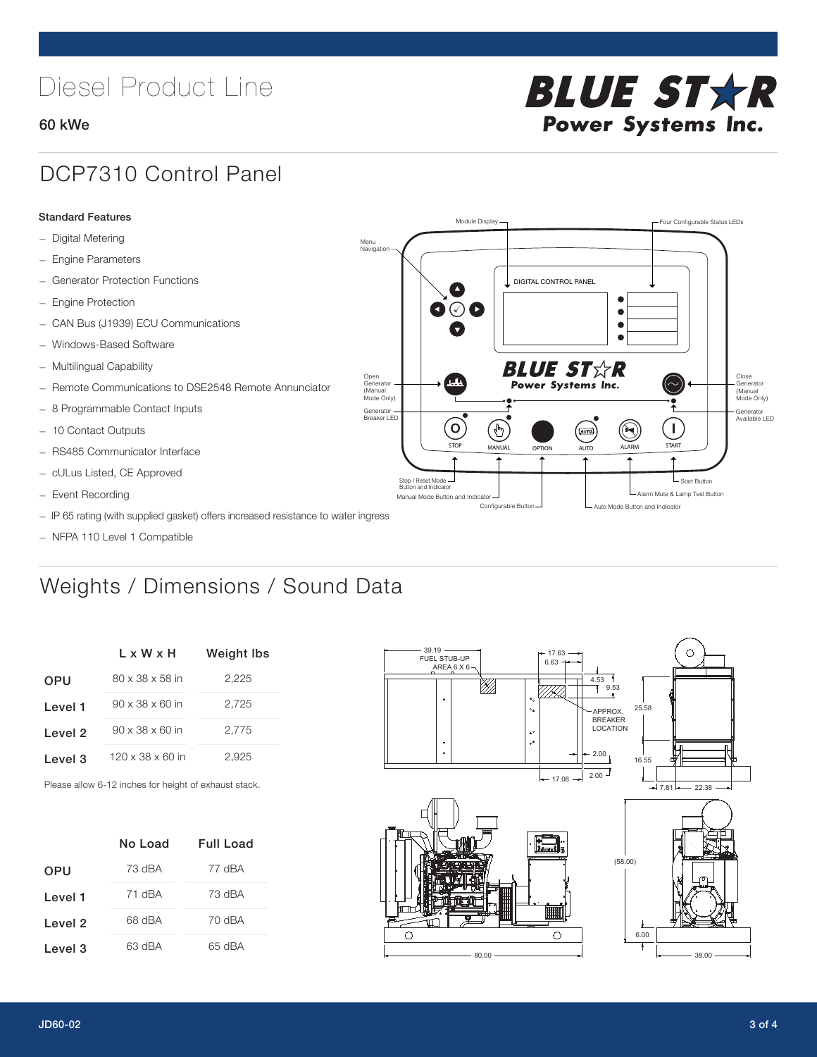# Diesel Product Line

**60 kWe**

BLUE STAR Power Systems Inc.

## DCP7310 Control Panel

**Standard Features**

- Digital Metering
- Engine Parameters
- Generator Protection Functions
- Engine Protection
- CAN Bus (J1939) ECU Communications
- Windows-Based Software
- Multilingual Capability
- Remote Communications to DSE2548 Remote Annunciator
- 8 Programmable Contact Inputs
- 10 Contact Outputs
- RS485 Communicator Interface
- cULus Listed, CE Approved
- Event Recording
- IP 65 rating (with supplied gasket) offers increased resistance to water ingress
- NFPA 110 Level 1 Compatible

Module Display, Four Configurable Status LEDs, Menu Navigation, Open Generator (Manual Mode Only), Generator Breaker LED, Close Generator (Manual Mode Only), Generator Available LED, Stop / Reset Mode Button and Indicator, Manual Mode Button and Indicator, Configurable Button, Auto Mode Button and Indicator, Alarm Mute & Lamp Test Button, Start Button

## Weights / Dimensions / Sound Data

| | L x W x H | Weight lbs |
|---|---|---|
| OPU | 80 x 38 x 58 in | 2,225 |
| Level 1 | 90 x 38 x 60 in | 2,725 |
| Level 2 | 90 x 38 x 60 in | 2,775 |
| Level 3 | 120 x 38 x 60 in | 2,925 |

Please allow 6-12 inches for height of exhaust stack.

| | No Load | Full Load |
|---|---|---|
| OPU | 73 dBA | 77 dBA |
| Level 1 | 71 dBA | 73 dBA |
| Level 2 | 68 dBA | 70 dBA |
| Level 3 | 63 dBA | 65 dBA |

39.19 FUEL STUB-UP AREA 6 X 6; 17.63; 6.63; 4.53; 9.53; APPROX. BREAKER LOCATION; 25.58; 16.55; 2.00; 2.00; 17.08; 7.81; 22.38; (58.00); 6.00; 80.00; 38.00

JD60-02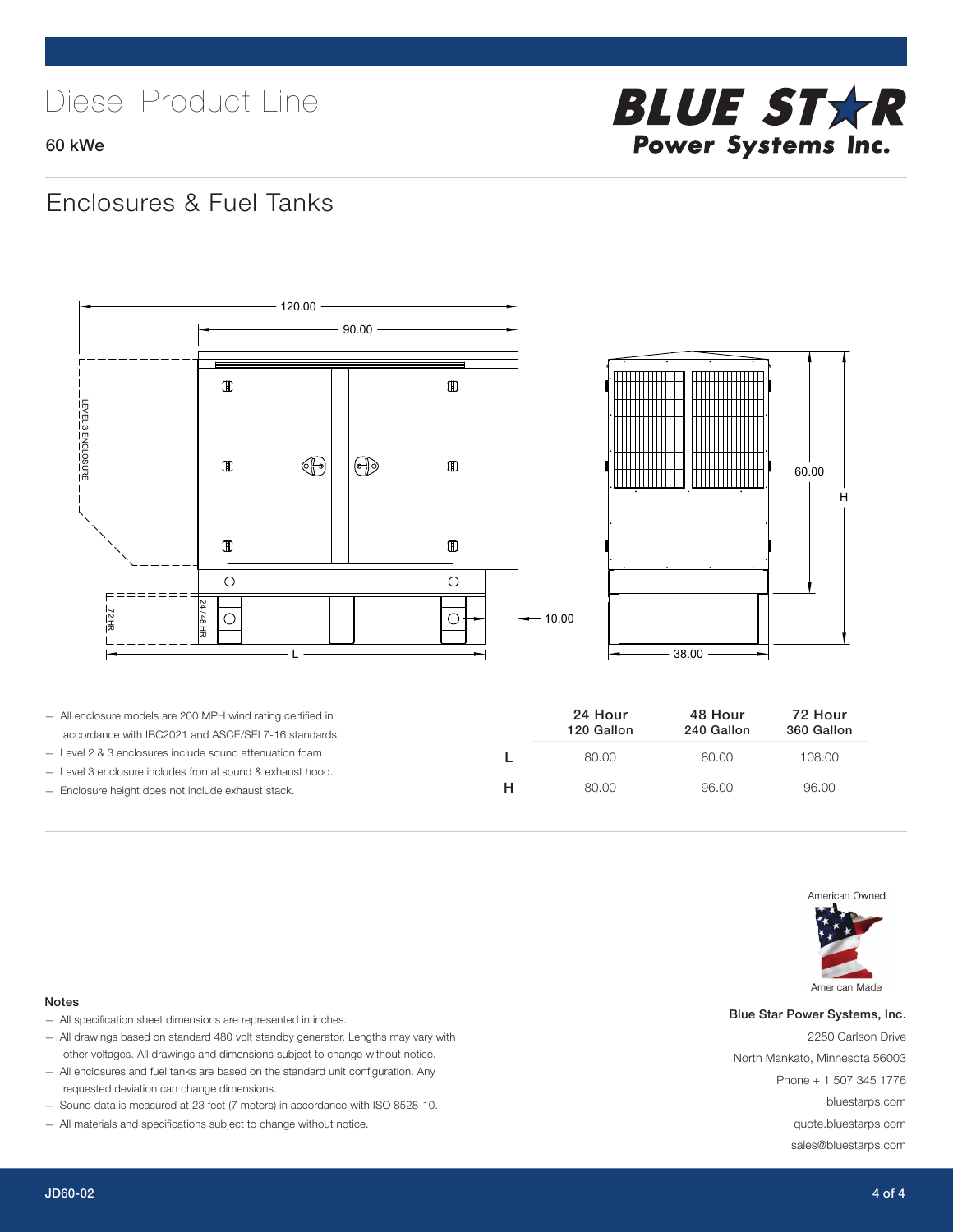# Diesel Product Line

60 kWe

BLUE STAR Power Systems Inc.

## Enclosures & Fuel Tanks

120.00
90.00
LEVEL 3 ENCLOSURE
72 HR
24 / 48 HR
L
10.00
60.00
H
38.00

- All enclosure models are 200 MPH wind rating certified in accordance with IBC2021 and ASCE/SEI 7-16 standards.
- Level 2 & 3 enclosures include sound attenuation foam
- Level 3 enclosure includes frontal sound & exhaust hood.
- Enclosure height does not include exhaust stack.

| | 24 Hour 120 Gallon | 48 Hour 240 Gallon | 72 Hour 360 Gallon |
|---|---|---|---|
| L | 80.00 | 80.00 | 108.00 |
| H | 80.00 | 96.00 | 96.00 |

American Owned
American Made

### Notes

- All specification sheet dimensions are represented in inches.
- All drawings based on standard 480 volt standby generator. Lengths may vary with other voltages. All drawings and dimensions subject to change without notice.
- All enclosures and fuel tanks are based on the standard unit configuration. Any requested deviation can change dimensions.
- Sound data is measured at 23 feet (7 meters) in accordance with ISO 8528-10.
- All materials and specifications subject to change without notice.

**Blue Star Power Systems, Inc.**
2250 Carlson Drive
North Mankato, Minnesota 56003
Phone + 1 507 345 1776
bluestarps.com
quote.bluestarps.com
sales@bluestarps.com

JD60-02